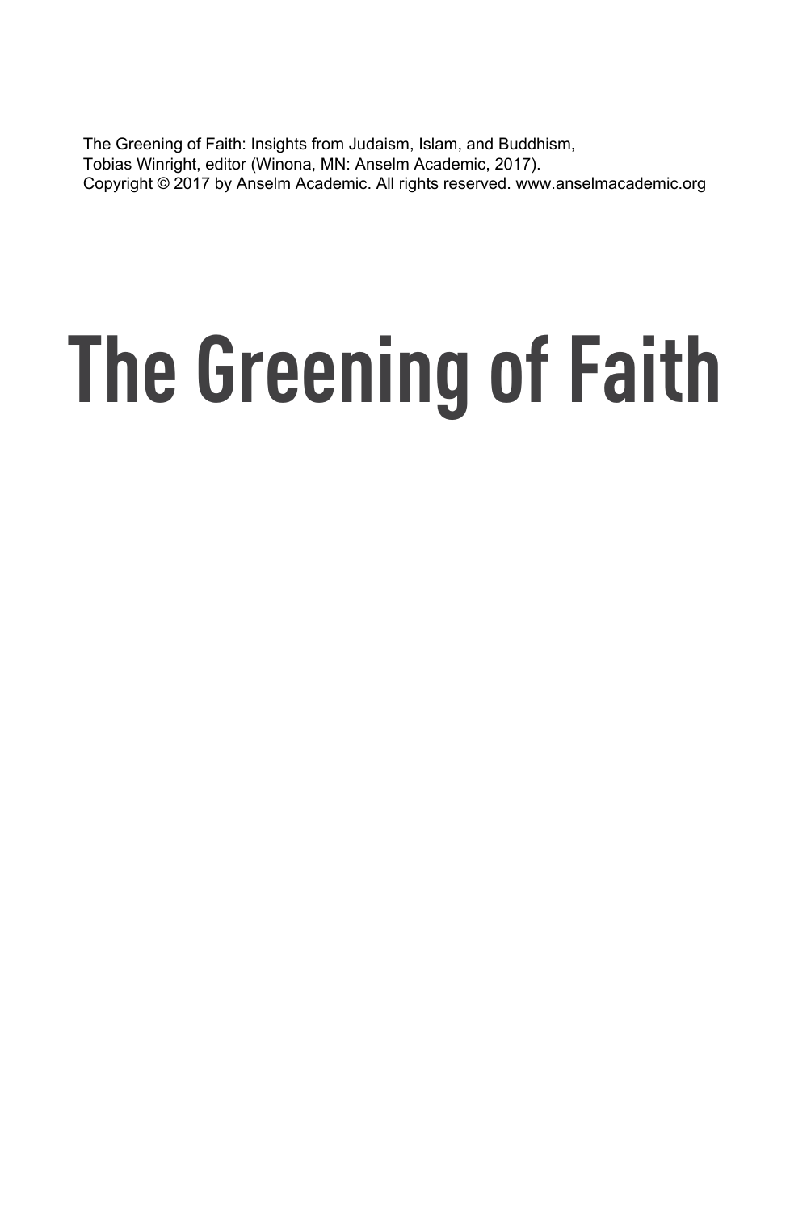The Greening of Faith: Insights from Judaism, Islam, and Buddhism,
Tobias Winright, editor (Winona, MN: Anselm Academic, 2017).
Copyright © 2017 by Anselm Academic. All rights reserved. www.anselmacademic.org

# The Greening of Faith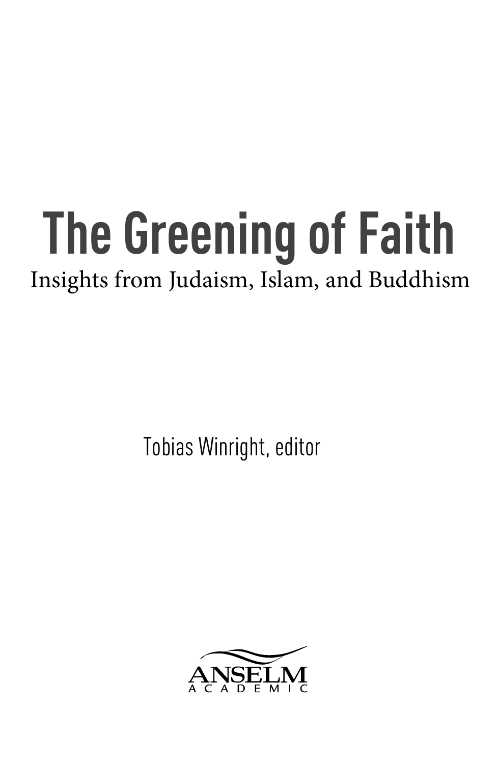# The Greening of Faith

Insights from Judaism, Islam, and Buddhism

Tobias Winright, editor

ANSELM ACADEMIC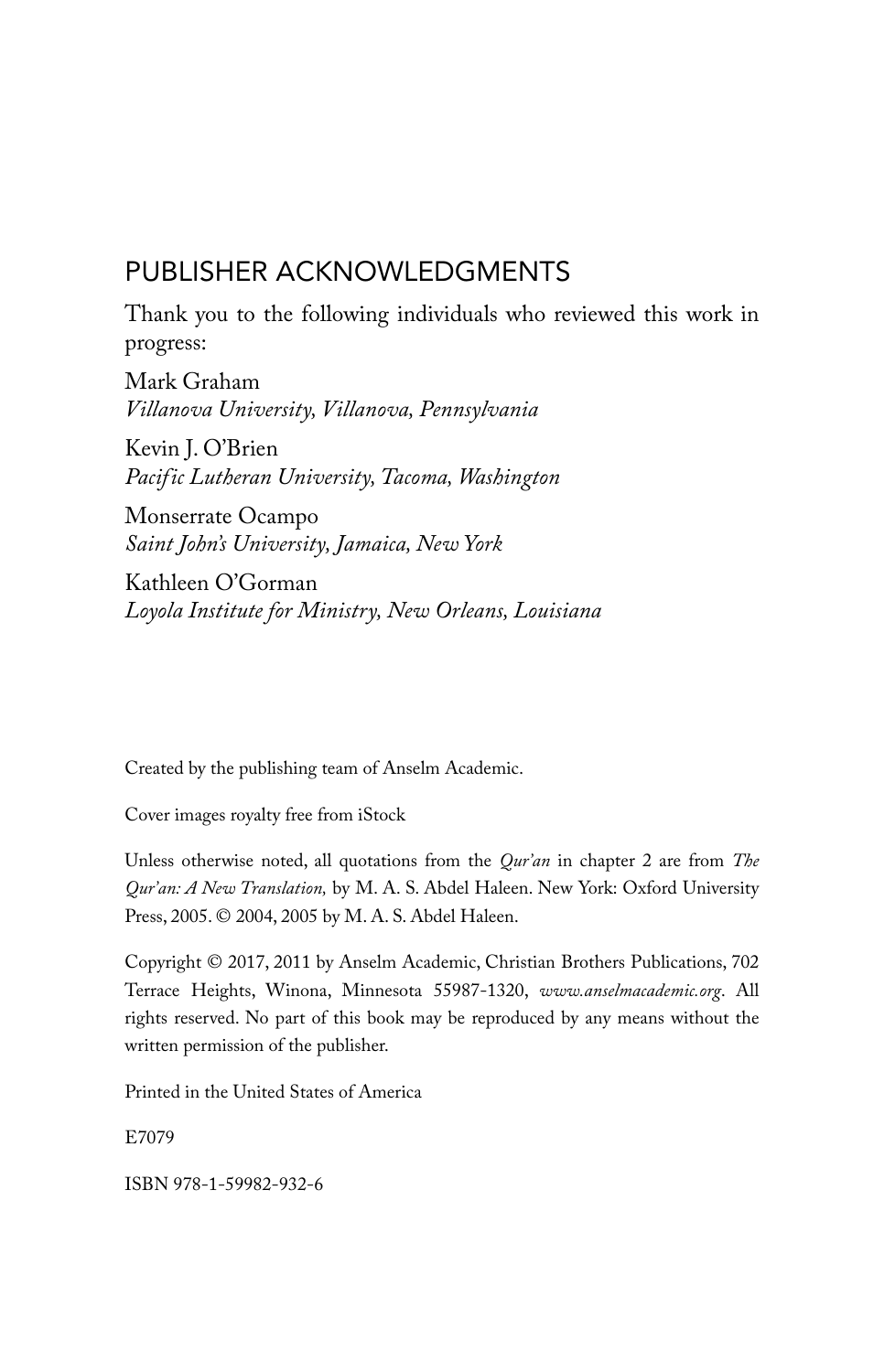## PUBLISHER ACKNOWLEDGMENTS

Thank you to the following individuals who reviewed this work in progress:

Mark Graham  
*Villanova University, Villanova, Pennsylvania*

Kevin J. O'Brien  
*Pacific Lutheran University, Tacoma, Washington*

Monserrate Ocampo  
*Saint John's University, Jamaica, New York*

Kathleen O'Gorman  
*Loyola Institute for Ministry, New Orleans, Louisiana*

Created by the publishing team of Anselm Academic.

Cover images royalty free from iStock

Unless otherwise noted, all quotations from the *Qur'an* in chapter 2 are from *The Qur'an: A New Translation,* by M. A. S. Abdel Haleen. New York: Oxford University Press, 2005. © 2004, 2005 by M. A. S. Abdel Haleen.

Copyright © 2017, 2011 by Anselm Academic, Christian Brothers Publications, 702 Terrace Heights, Winona, Minnesota 55987-1320, *www.anselmacademic.org*. All rights reserved. No part of this book may be reproduced by any means without the written permission of the publisher.

Printed in the United States of America

E7079

ISBN 978-1-59982-932-6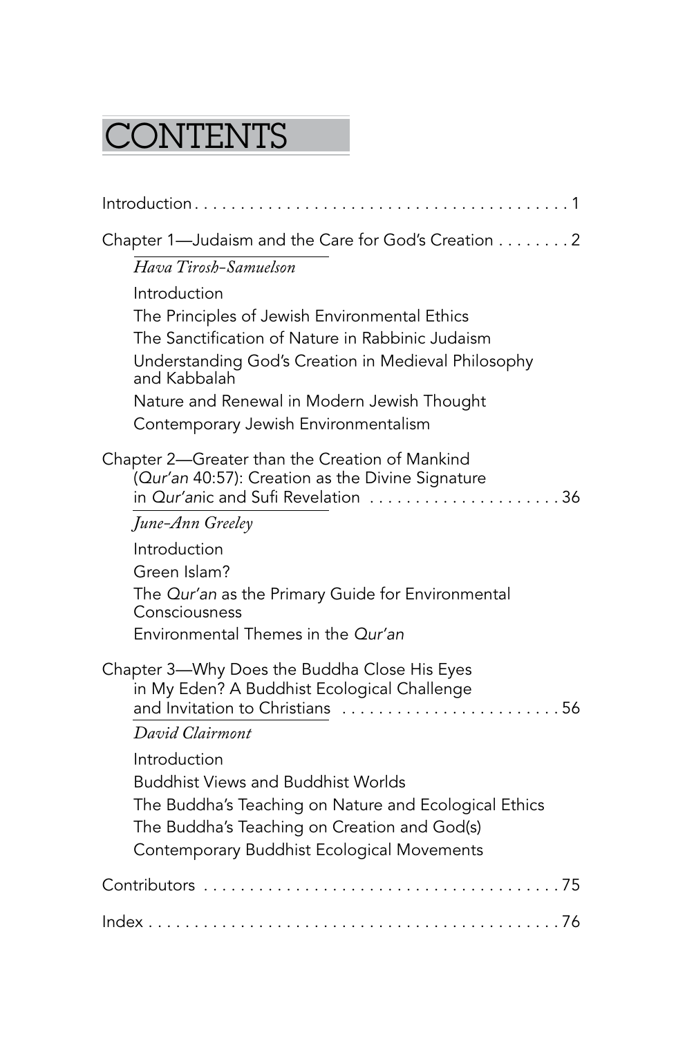# CONTENTS

Introduction . . . . . . . . . . . . . . . . . . . . . . . . . . . . . . . . . . . . . . . . . 1

Chapter 1—Judaism and the Care for God's Creation . . . . . . . . 2

*Hava Tirosh-Samuelson*

- Introduction
- The Principles of Jewish Environmental Ethics
- The Sanctification of Nature in Rabbinic Judaism
- Understanding God's Creation in Medieval Philosophy and Kabbalah
- Nature and Renewal in Modern Jewish Thought
- Contemporary Jewish Environmentalism

Chapter 2—Greater than the Creation of Mankind (*Qur'an* 40:57): Creation as the Divine Signature in *Qur'an*ic and Sufi Revelation . . . . . . . . . . . . . . . . . . . . . 36

*June-Ann Greeley*

- Introduction
- Green Islam?
- The *Qur'an* as the Primary Guide for Environmental Consciousness
- Environmental Themes in the *Qur'an*

Chapter 3—Why Does the Buddha Close His Eyes in My Eden? A Buddhist Ecological Challenge and Invitation to Christians . . . . . . . . . . . . . . . . . . . . . . . . 56

*David Clairmont*

- Introduction
- Buddhist Views and Buddhist Worlds
- The Buddha's Teaching on Nature and Ecological Ethics
- The Buddha's Teaching on Creation and God(s)
- Contemporary Buddhist Ecological Movements

Contributors . . . . . . . . . . . . . . . . . . . . . . . . . . . . . . . . . . . . . . . . 75

Index . . . . . . . . . . . . . . . . . . . . . . . . . . . . . . . . . . . . . . . . . . . . . 76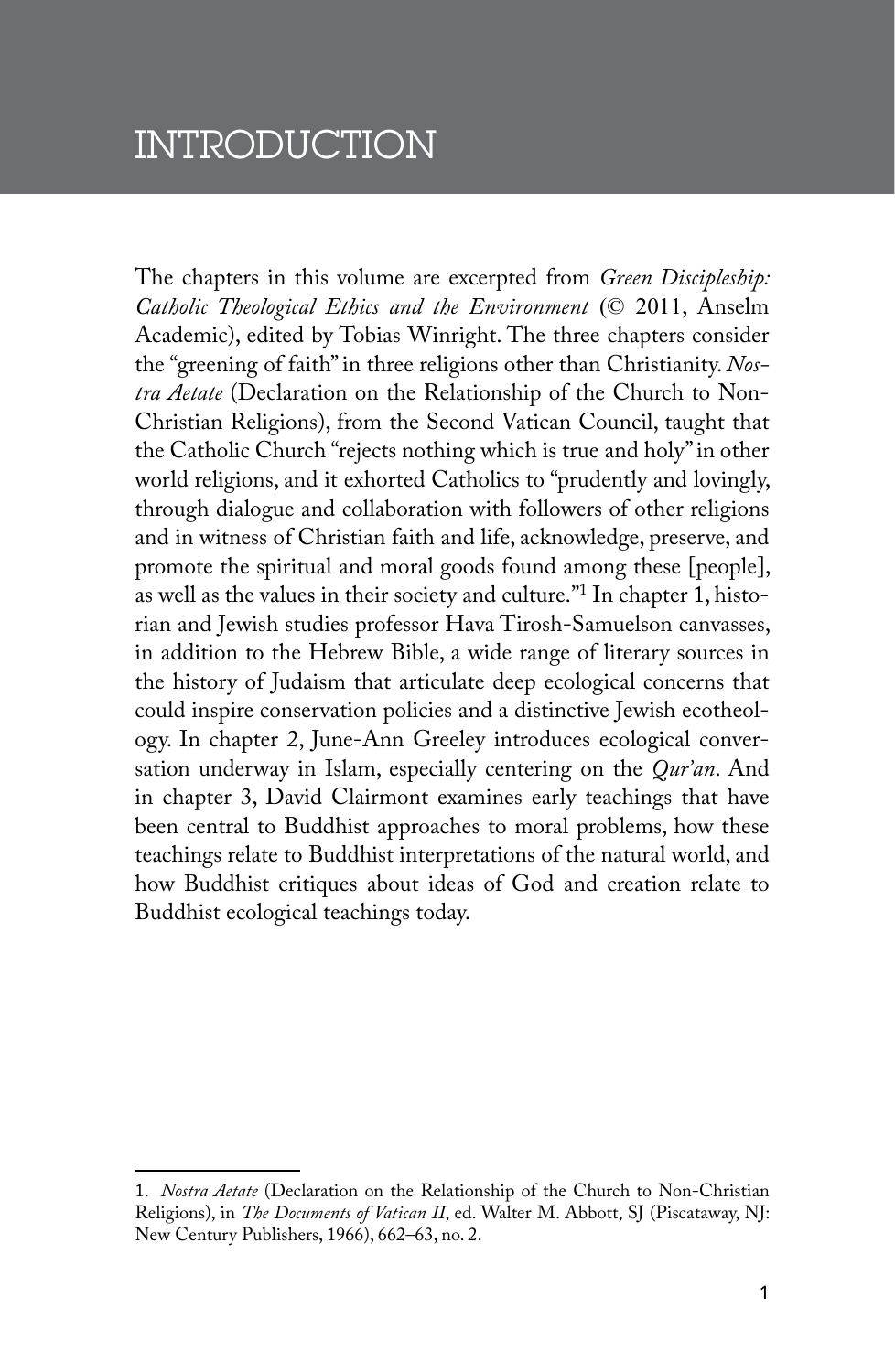# INTRODUCTION

The chapters in this volume are excerpted from *Green Discipleship: Catholic Theological Ethics and the Environment* (© 2011, Anselm Academic), edited by Tobias Winright. The three chapters consider the "greening of faith" in three religions other than Christianity. *Nostra Aetate* (Declaration on the Relationship of the Church to Non-Christian Religions), from the Second Vatican Council, taught that the Catholic Church "rejects nothing which is true and holy" in other world religions, and it exhorted Catholics to "prudently and lovingly, through dialogue and collaboration with followers of other religions and in witness of Christian faith and life, acknowledge, preserve, and promote the spiritual and moral goods found among these [people], as well as the values in their society and culture."[1] In chapter 1, historian and Jewish studies professor Hava Tirosh-Samuelson canvasses, in addition to the Hebrew Bible, a wide range of literary sources in the history of Judaism that articulate deep ecological concerns that could inspire conservation policies and a distinctive Jewish ecotheology. In chapter 2, June-Ann Greeley introduces ecological conversation underway in Islam, especially centering on the *Qur'an*. And in chapter 3, David Clairmont examines early teachings that have been central to Buddhist approaches to moral problems, how these teachings relate to Buddhist interpretations of the natural world, and how Buddhist critiques about ideas of God and creation relate to Buddhist ecological teachings today.

---

1. *Nostra Aetate* (Declaration on the Relationship of the Church to Non-Christian Religions), in *The Documents of Vatican II*, ed. Walter M. Abbott, SJ (Piscataway, NJ: New Century Publishers, 1966), 662–63, no. 2.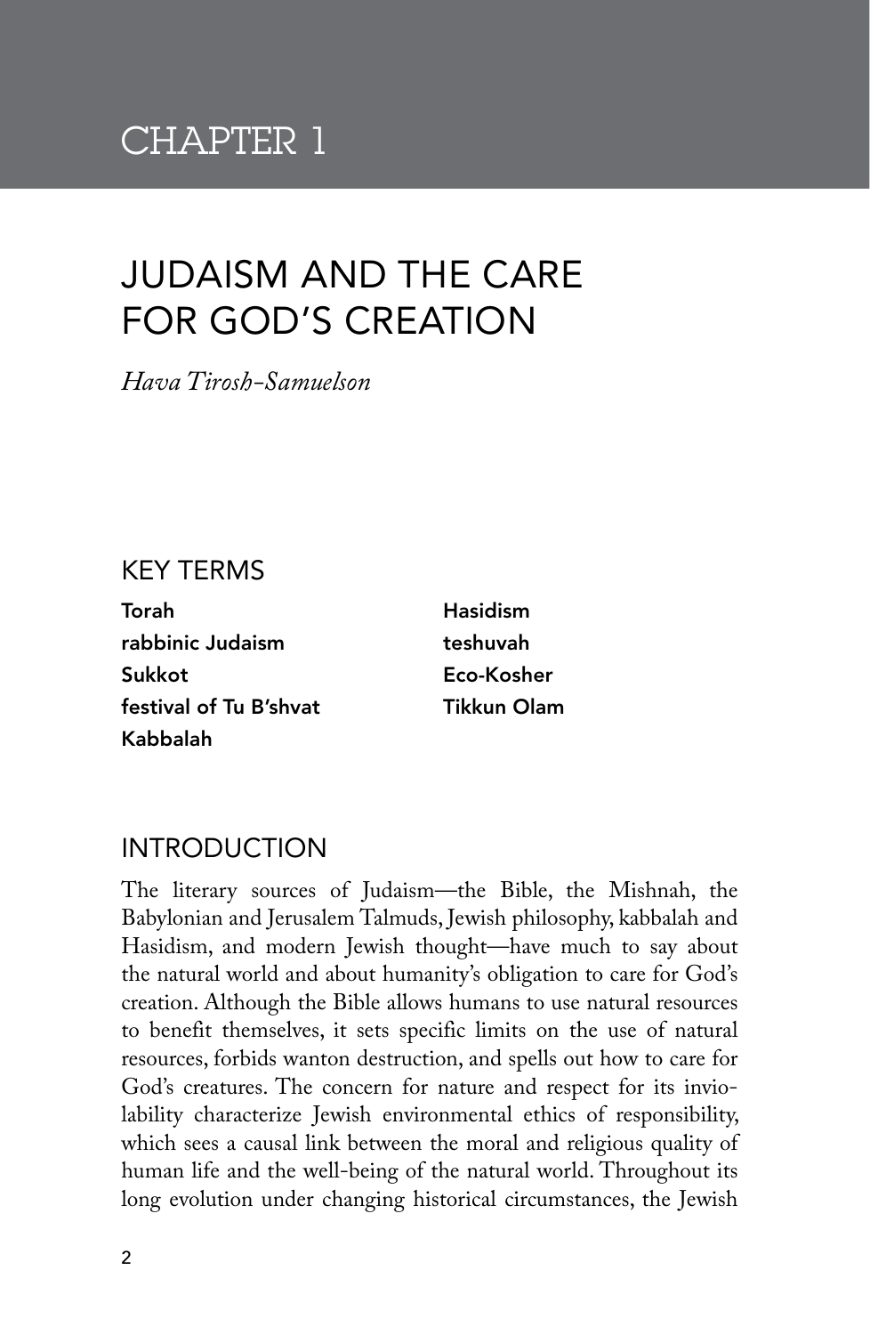# CHAPTER 1

# JUDAISM AND THE CARE FOR GOD'S CREATION

*Hava Tirosh-Samuelson*

## KEY TERMS

**Torah**
**rabbinic Judaism**
**Sukkot**
**festival of Tu B'shvat**
**Kabbalah**
**Hasidism**
**teshuvah**
**Eco-Kosher**
**Tikkun Olam**

## INTRODUCTION

The literary sources of Judaism—the Bible, the Mishnah, the Babylonian and Jerusalem Talmuds, Jewish philosophy, kabbalah and Hasidism, and modern Jewish thought—have much to say about the natural world and about humanity's obligation to care for God's creation. Although the Bible allows humans to use natural resources to benefit themselves, it sets specific limits on the use of natural resources, forbids wanton destruction, and spells out how to care for God's creatures. The concern for nature and respect for its inviolability characterize Jewish environmental ethics of responsibility, which sees a causal link between the moral and religious quality of human life and the well-being of the natural world. Throughout its long evolution under changing historical circumstances, the Jewish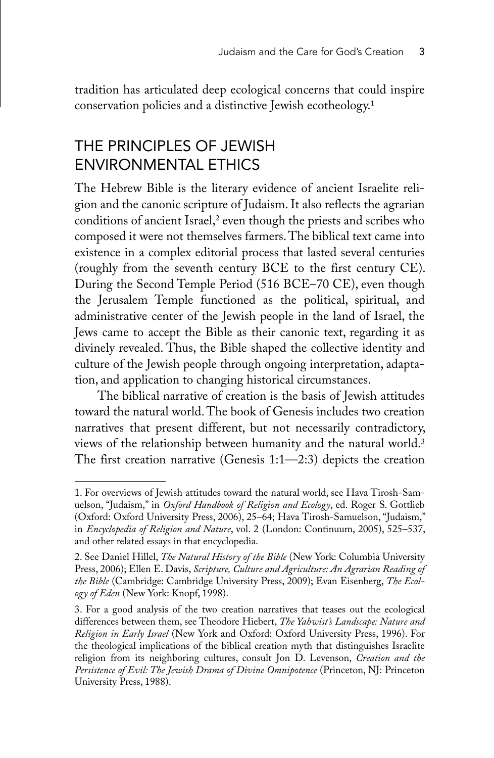tradition has articulated deep ecological concerns that could inspire conservation policies and a distinctive Jewish ecotheology.[1]

## THE PRINCIPLES OF JEWISH ENVIRONMENTAL ETHICS

The Hebrew Bible is the literary evidence of ancient Israelite religion and the canonic scripture of Judaism. It also reflects the agrarian conditions of ancient Israel,[2] even though the priests and scribes who composed it were not themselves farmers. The biblical text came into existence in a complex editorial process that lasted several centuries (roughly from the seventh century BCE to the first century CE). During the Second Temple Period (516 BCE–70 CE), even though the Jerusalem Temple functioned as the political, spiritual, and administrative center of the Jewish people in the land of Israel, the Jews came to accept the Bible as their canonic text, regarding it as divinely revealed. Thus, the Bible shaped the collective identity and culture of the Jewish people through ongoing interpretation, adaptation, and application to changing historical circumstances.

The biblical narrative of creation is the basis of Jewish attitudes toward the natural world. The book of Genesis includes two creation narratives that present different, but not necessarily contradictory, views of the relationship between humanity and the natural world.[3] The first creation narrative (Genesis 1:1—2:3) depicts the creation

---

1. For overviews of Jewish attitudes toward the natural world, see Hava Tirosh-Samuelson, "Judaism," in *Oxford Handbook of Religion and Ecology*, ed. Roger S. Gottlieb (Oxford: Oxford University Press, 2006), 25–64; Hava Tirosh-Samuelson, "Judaism," in *Encyclopedia of Religion and Nature*, vol. 2 (London: Continuum, 2005), 525–537, and other related essays in that encyclopedia.

2. See Daniel Hillel, *The Natural History of the Bible* (New York: Columbia University Press, 2006); Ellen E. Davis, *Scripture, Culture and Agriculture: An Agrarian Reading of the Bible* (Cambridge: Cambridge University Press, 2009); Evan Eisenberg, *The Ecology of Eden* (New York: Knopf, 1998).

3. For a good analysis of the two creation narratives that teases out the ecological differences between them, see Theodore Hiebert, *The Yahwist's Landscape: Nature and Religion in Early Israel* (New York and Oxford: Oxford University Press, 1996). For the theological implications of the biblical creation myth that distinguishes Israelite religion from its neighboring cultures, consult Jon D. Levenson, *Creation and the Persistence of Evil: The Jewish Drama of Divine Omnipotence* (Princeton, NJ: Princeton University Press, 1988).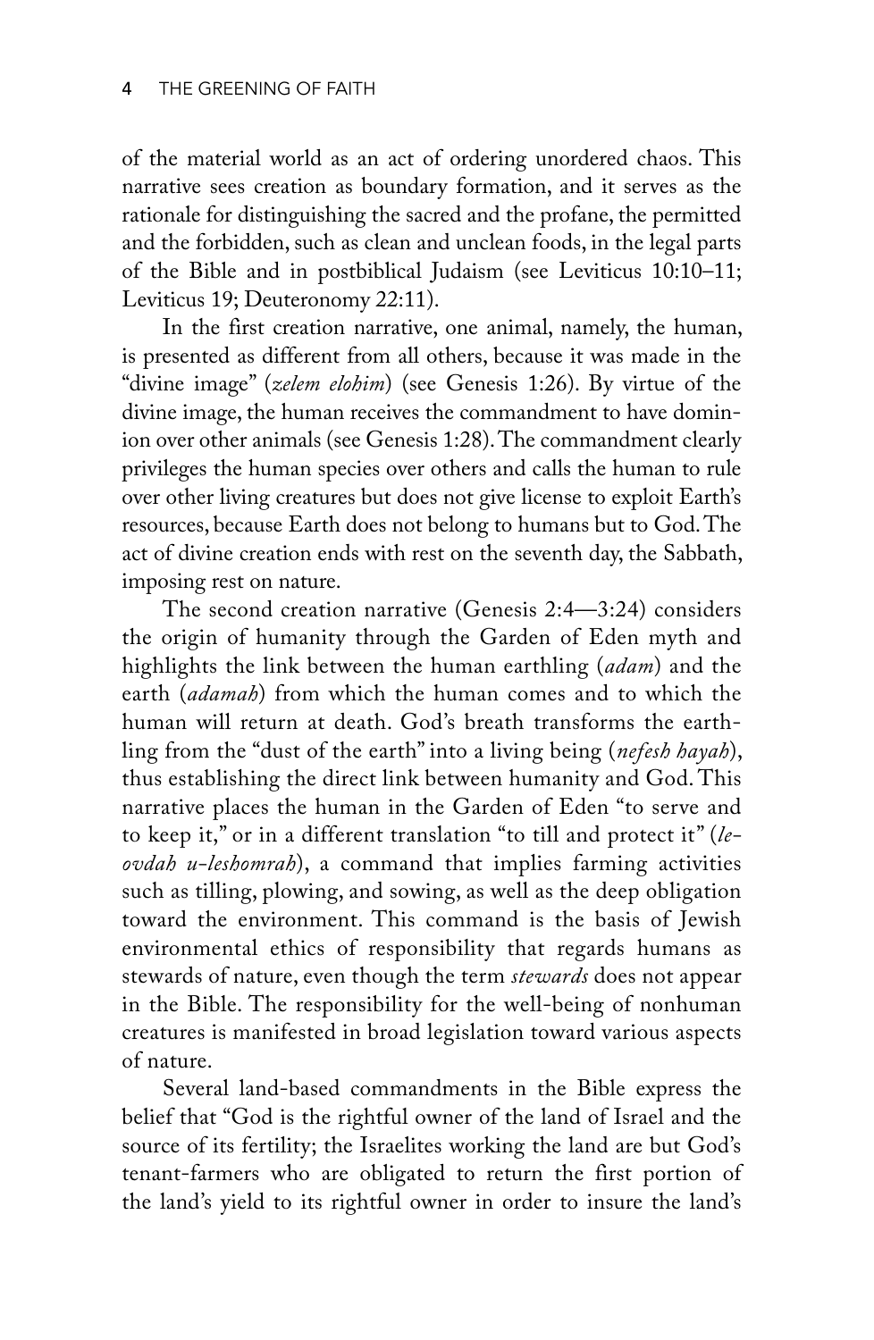of the material world as an act of ordering unordered chaos. This narrative sees creation as boundary formation, and it serves as the rationale for distinguishing the sacred and the profane, the permitted and the forbidden, such as clean and unclean foods, in the legal parts of the Bible and in postbiblical Judaism (see Leviticus 10:10–11; Leviticus 19; Deuteronomy 22:11).

In the first creation narrative, one animal, namely, the human, is presented as different from all others, because it was made in the "divine image" (*zelem elohim*) (see Genesis 1:26). By virtue of the divine image, the human receives the commandment to have dominion over other animals (see Genesis 1:28). The commandment clearly privileges the human species over others and calls the human to rule over other living creatures but does not give license to exploit Earth's resources, because Earth does not belong to humans but to God. The act of divine creation ends with rest on the seventh day, the Sabbath, imposing rest on nature.

The second creation narrative (Genesis 2:4—3:24) considers the origin of humanity through the Garden of Eden myth and highlights the link between the human earthling (*adam*) and the earth (*adamah*) from which the human comes and to which the human will return at death. God's breath transforms the earthling from the "dust of the earth" into a living being (*nefesh hayah*), thus establishing the direct link between humanity and God. This narrative places the human in the Garden of Eden "to serve and to keep it," or in a different translation "to till and protect it" (*le-ovdah u-leshomrah*), a command that implies farming activities such as tilling, plowing, and sowing, as well as the deep obligation toward the environment. This command is the basis of Jewish environmental ethics of responsibility that regards humans as stewards of nature, even though the term *stewards* does not appear in the Bible. The responsibility for the well-being of nonhuman creatures is manifested in broad legislation toward various aspects of nature.

Several land-based commandments in the Bible express the belief that "God is the rightful owner of the land of Israel and the source of its fertility; the Israelites working the land are but God's tenant-farmers who are obligated to return the first portion of the land's yield to its rightful owner in order to insure the land's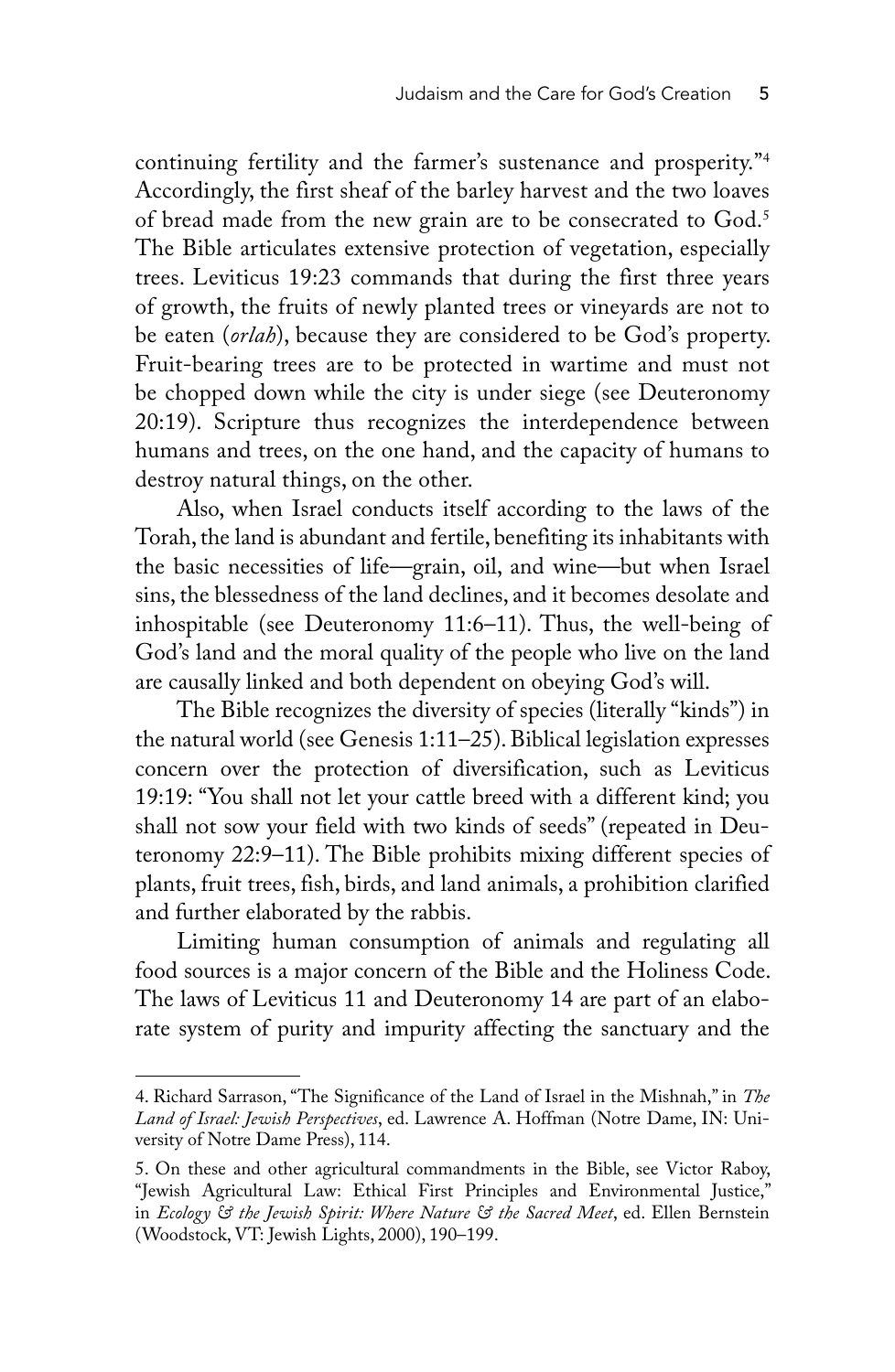continuing fertility and the farmer's sustenance and prosperity."[4] Accordingly, the first sheaf of the barley harvest and the two loaves of bread made from the new grain are to be consecrated to God.[5] The Bible articulates extensive protection of vegetation, especially trees. Leviticus 19:23 commands that during the first three years of growth, the fruits of newly planted trees or vineyards are not to be eaten (*orlah*), because they are considered to be God's property. Fruit-bearing trees are to be protected in wartime and must not be chopped down while the city is under siege (see Deuteronomy 20:19). Scripture thus recognizes the interdependence between humans and trees, on the one hand, and the capacity of humans to destroy natural things, on the other.

Also, when Israel conducts itself according to the laws of the Torah, the land is abundant and fertile, benefiting its inhabitants with the basic necessities of life—grain, oil, and wine—but when Israel sins, the blessedness of the land declines, and it becomes desolate and inhospitable (see Deuteronomy 11:6–11). Thus, the well-being of God's land and the moral quality of the people who live on the land are causally linked and both dependent on obeying God's will.

The Bible recognizes the diversity of species (literally "kinds") in the natural world (see Genesis 1:11–25). Biblical legislation expresses concern over the protection of diversification, such as Leviticus 19:19: "You shall not let your cattle breed with a different kind; you shall not sow your field with two kinds of seeds" (repeated in Deuteronomy 22:9–11). The Bible prohibits mixing different species of plants, fruit trees, fish, birds, and land animals, a prohibition clarified and further elaborated by the rabbis.

Limiting human consumption of animals and regulating all food sources is a major concern of the Bible and the Holiness Code. The laws of Leviticus 11 and Deuteronomy 14 are part of an elaborate system of purity and impurity affecting the sanctuary and the

---

4. Richard Sarrason, "The Significance of the Land of Israel in the Mishnah," in *The Land of Israel: Jewish Perspectives*, ed. Lawrence A. Hoffman (Notre Dame, IN: University of Notre Dame Press), 114.

5. On these and other agricultural commandments in the Bible, see Victor Raboy, "Jewish Agricultural Law: Ethical First Principles and Environmental Justice," in *Ecology & the Jewish Spirit: Where Nature & the Sacred Meet*, ed. Ellen Bernstein (Woodstock, VT: Jewish Lights, 2000), 190–199.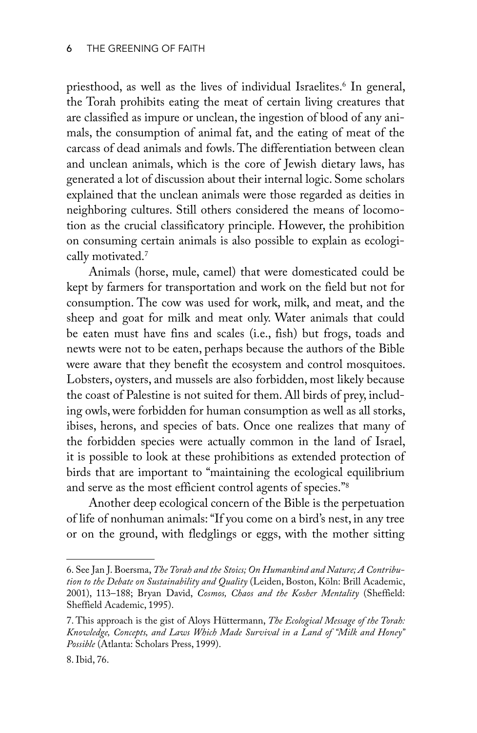priesthood, as well as the lives of individual Israelites.[6] In general, the Torah prohibits eating the meat of certain living creatures that are classified as impure or unclean, the ingestion of blood of any animals, the consumption of animal fat, and the eating of meat of the carcass of dead animals and fowls. The differentiation between clean and unclean animals, which is the core of Jewish dietary laws, has generated a lot of discussion about their internal logic. Some scholars explained that the unclean animals were those regarded as deities in neighboring cultures. Still others considered the means of locomotion as the crucial classificatory principle. However, the prohibition on consuming certain animals is also possible to explain as ecologically motivated.[7]

Animals (horse, mule, camel) that were domesticated could be kept by farmers for transportation and work on the field but not for consumption. The cow was used for work, milk, and meat, and the sheep and goat for milk and meat only. Water animals that could be eaten must have fins and scales (i.e., fish) but frogs, toads and newts were not to be eaten, perhaps because the authors of the Bible were aware that they benefit the ecosystem and control mosquitoes. Lobsters, oysters, and mussels are also forbidden, most likely because the coast of Palestine is not suited for them. All birds of prey, including owls, were forbidden for human consumption as well as all storks, ibises, herons, and species of bats. Once one realizes that many of the forbidden species were actually common in the land of Israel, it is possible to look at these prohibitions as extended protection of birds that are important to "maintaining the ecological equilibrium and serve as the most efficient control agents of species."[8]

Another deep ecological concern of the Bible is the perpetuation of life of nonhuman animals: "If you come on a bird's nest, in any tree or on the ground, with fledglings or eggs, with the mother sitting

---

6. See Jan J. Boersma, *The Torah and the Stoics; On Humankind and Nature; A Contribution to the Debate on Sustainability and Quality* (Leiden, Boston, Köln: Brill Academic, 2001), 113–188; Bryan David, *Cosmos, Chaos and the Kosher Mentality* (Sheffield: Sheffield Academic, 1995).

7. This approach is the gist of Aloys Hüttermann, *The Ecological Message of the Torah: Knowledge, Concepts, and Laws Which Made Survival in a Land of "Milk and Honey" Possible* (Atlanta: Scholars Press, 1999).

8. Ibid, 76.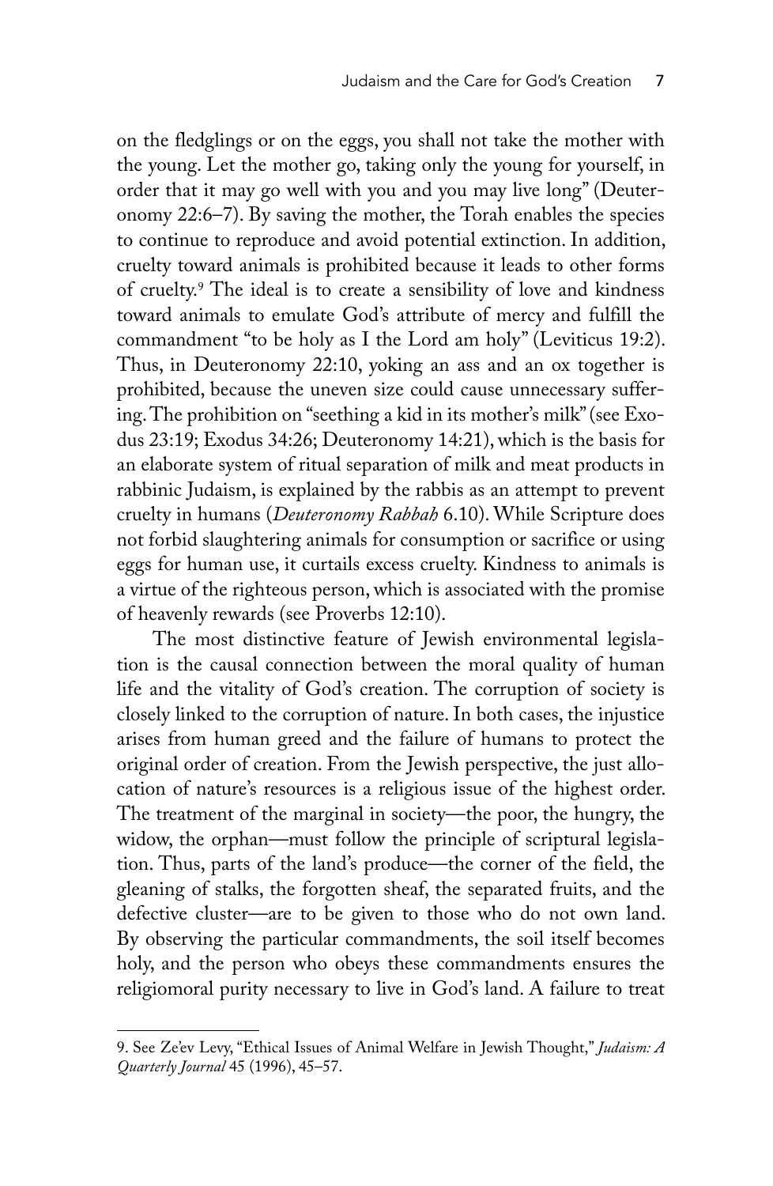on the fledglings or on the eggs, you shall not take the mother with the young. Let the mother go, taking only the young for yourself, in order that it may go well with you and you may live long" (Deuteronomy 22:6–7). By saving the mother, the Torah enables the species to continue to reproduce and avoid potential extinction. In addition, cruelty toward animals is prohibited because it leads to other forms of cruelty.[9] The ideal is to create a sensibility of love and kindness toward animals to emulate God's attribute of mercy and fulfill the commandment "to be holy as I the Lord am holy" (Leviticus 19:2). Thus, in Deuteronomy 22:10, yoking an ass and an ox together is prohibited, because the uneven size could cause unnecessary suffering. The prohibition on "seething a kid in its mother's milk" (see Exodus 23:19; Exodus 34:26; Deuteronomy 14:21), which is the basis for an elaborate system of ritual separation of milk and meat products in rabbinic Judaism, is explained by the rabbis as an attempt to prevent cruelty in humans (*Deuteronomy Rabbah* 6.10). While Scripture does not forbid slaughtering animals for consumption or sacrifice or using eggs for human use, it curtails excess cruelty. Kindness to animals is a virtue of the righteous person, which is associated with the promise of heavenly rewards (see Proverbs 12:10).

The most distinctive feature of Jewish environmental legislation is the causal connection between the moral quality of human life and the vitality of God's creation. The corruption of society is closely linked to the corruption of nature. In both cases, the injustice arises from human greed and the failure of humans to protect the original order of creation. From the Jewish perspective, the just allocation of nature's resources is a religious issue of the highest order. The treatment of the marginal in society—the poor, the hungry, the widow, the orphan—must follow the principle of scriptural legislation. Thus, parts of the land's produce—the corner of the field, the gleaning of stalks, the forgotten sheaf, the separated fruits, and the defective cluster—are to be given to those who do not own land. By observing the particular commandments, the soil itself becomes holy, and the person who obeys these commandments ensures the religiomoral purity necessary to live in God's land. A failure to treat

9. See Ze'ev Levy, "Ethical Issues of Animal Welfare in Jewish Thought," *Judaism: A Quarterly Journal* 45 (1996), 45–57.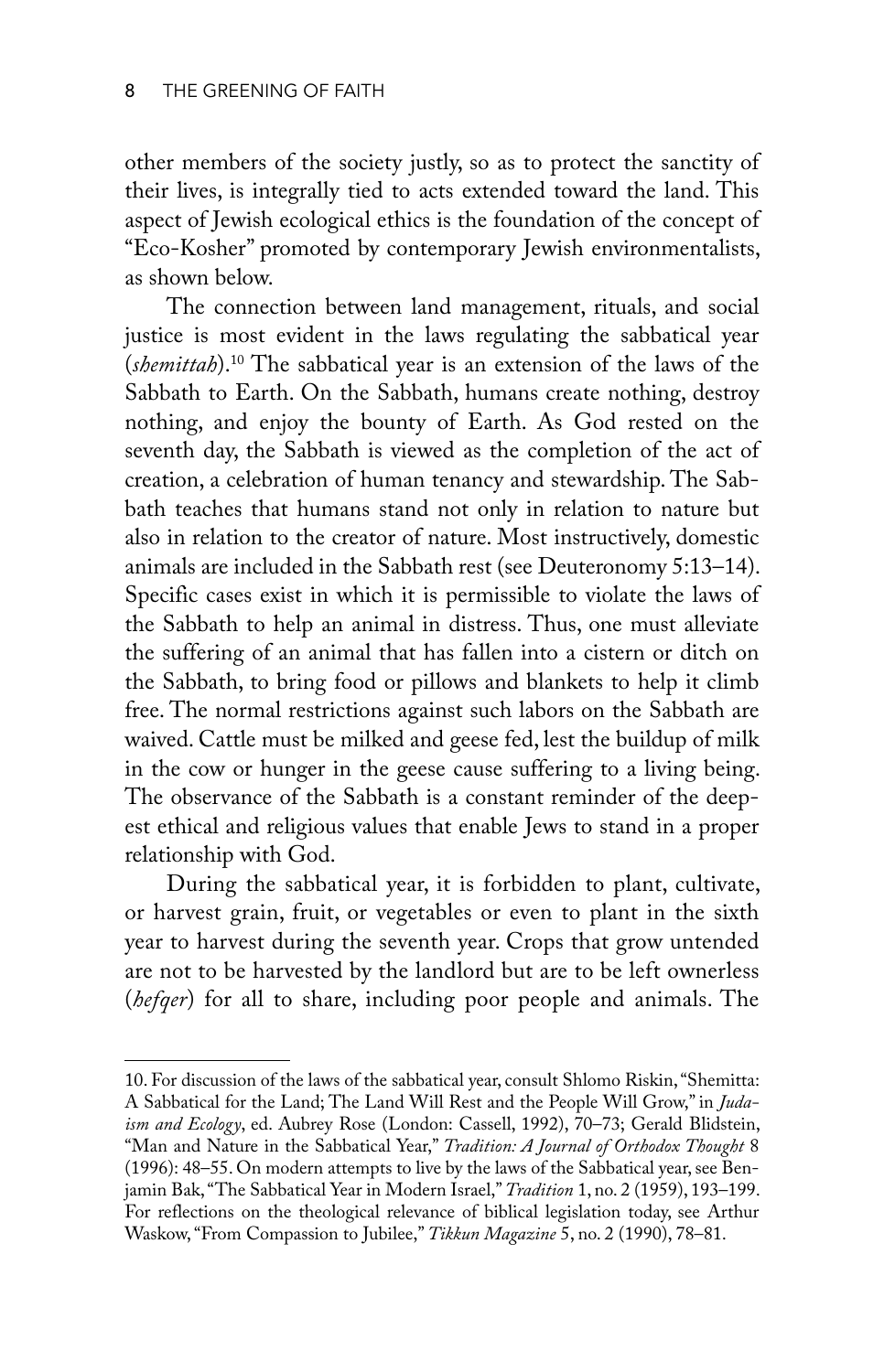other members of the society justly, so as to protect the sanctity of their lives, is integrally tied to acts extended toward the land. This aspect of Jewish ecological ethics is the foundation of the concept of "Eco-Kosher" promoted by contemporary Jewish environmentalists, as shown below.

The connection between land management, rituals, and social justice is most evident in the laws regulating the sabbatical year (*shemittah*).[10] The sabbatical year is an extension of the laws of the Sabbath to Earth. On the Sabbath, humans create nothing, destroy nothing, and enjoy the bounty of Earth. As God rested on the seventh day, the Sabbath is viewed as the completion of the act of creation, a celebration of human tenancy and stewardship. The Sabbath teaches that humans stand not only in relation to nature but also in relation to the creator of nature. Most instructively, domestic animals are included in the Sabbath rest (see Deuteronomy 5:13–14). Specific cases exist in which it is permissible to violate the laws of the Sabbath to help an animal in distress. Thus, one must alleviate the suffering of an animal that has fallen into a cistern or ditch on the Sabbath, to bring food or pillows and blankets to help it climb free. The normal restrictions against such labors on the Sabbath are waived. Cattle must be milked and geese fed, lest the buildup of milk in the cow or hunger in the geese cause suffering to a living being. The observance of the Sabbath is a constant reminder of the deepest ethical and religious values that enable Jews to stand in a proper relationship with God.

During the sabbatical year, it is forbidden to plant, cultivate, or harvest grain, fruit, or vegetables or even to plant in the sixth year to harvest during the seventh year. Crops that grow untended are not to be harvested by the landlord but are to be left ownerless (*hefqer*) for all to share, including poor people and animals. The

10. For discussion of the laws of the sabbatical year, consult Shlomo Riskin, "Shemitta: A Sabbatical for the Land; The Land Will Rest and the People Will Grow," in *Judaism and Ecology*, ed. Aubrey Rose (London: Cassell, 1992), 70–73; Gerald Blidstein, "Man and Nature in the Sabbatical Year," *Tradition: A Journal of Orthodox Thought* 8 (1996): 48–55. On modern attempts to live by the laws of the Sabbatical year, see Benjamin Bak, "The Sabbatical Year in Modern Israel," *Tradition* 1, no. 2 (1959), 193–199. For reflections on the theological relevance of biblical legislation today, see Arthur Waskow, "From Compassion to Jubilee," *Tikkun Magazine* 5, no. 2 (1990), 78–81.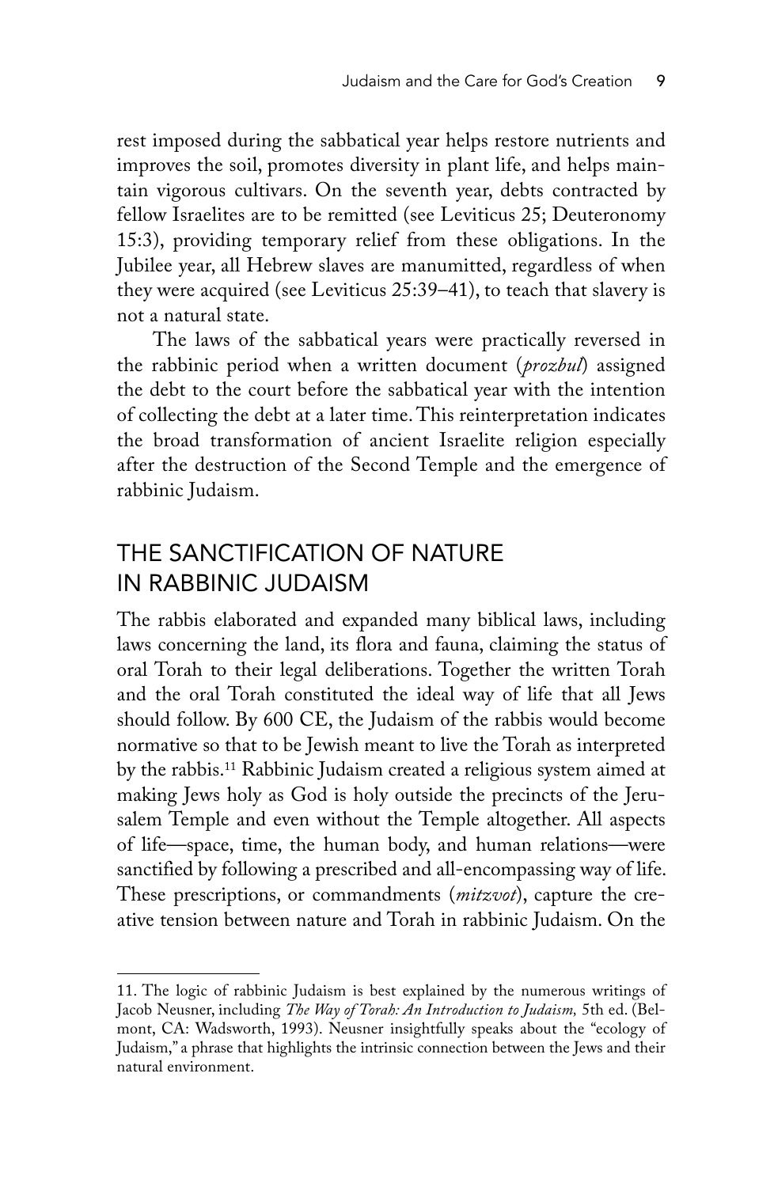rest imposed during the sabbatical year helps restore nutrients and improves the soil, promotes diversity in plant life, and helps maintain vigorous cultivars. On the seventh year, debts contracted by fellow Israelites are to be remitted (see Leviticus 25; Deuteronomy 15:3), providing temporary relief from these obligations. In the Jubilee year, all Hebrew slaves are manumitted, regardless of when they were acquired (see Leviticus 25:39–41), to teach that slavery is not a natural state.

The laws of the sabbatical years were practically reversed in the rabbinic period when a written document (*prozbul*) assigned the debt to the court before the sabbatical year with the intention of collecting the debt at a later time. This reinterpretation indicates the broad transformation of ancient Israelite religion especially after the destruction of the Second Temple and the emergence of rabbinic Judaism.

## THE SANCTIFICATION OF NATURE IN RABBINIC JUDAISM

The rabbis elaborated and expanded many biblical laws, including laws concerning the land, its flora and fauna, claiming the status of oral Torah to their legal deliberations. Together the written Torah and the oral Torah constituted the ideal way of life that all Jews should follow. By 600 CE, the Judaism of the rabbis would become normative so that to be Jewish meant to live the Torah as interpreted by the rabbis.[11] Rabbinic Judaism created a religious system aimed at making Jews holy as God is holy outside the precincts of the Jerusalem Temple and even without the Temple altogether. All aspects of life—space, time, the human body, and human relations—were sanctified by following a prescribed and all-encompassing way of life. These prescriptions, or commandments (*mitzvot*), capture the creative tension between nature and Torah in rabbinic Judaism. On the

11. The logic of rabbinic Judaism is best explained by the numerous writings of Jacob Neusner, including *The Way of Torah: An Introduction to Judaism,* 5th ed. (Belmont, CA: Wadsworth, 1993). Neusner insightfully speaks about the "ecology of Judaism," a phrase that highlights the intrinsic connection between the Jews and their natural environment.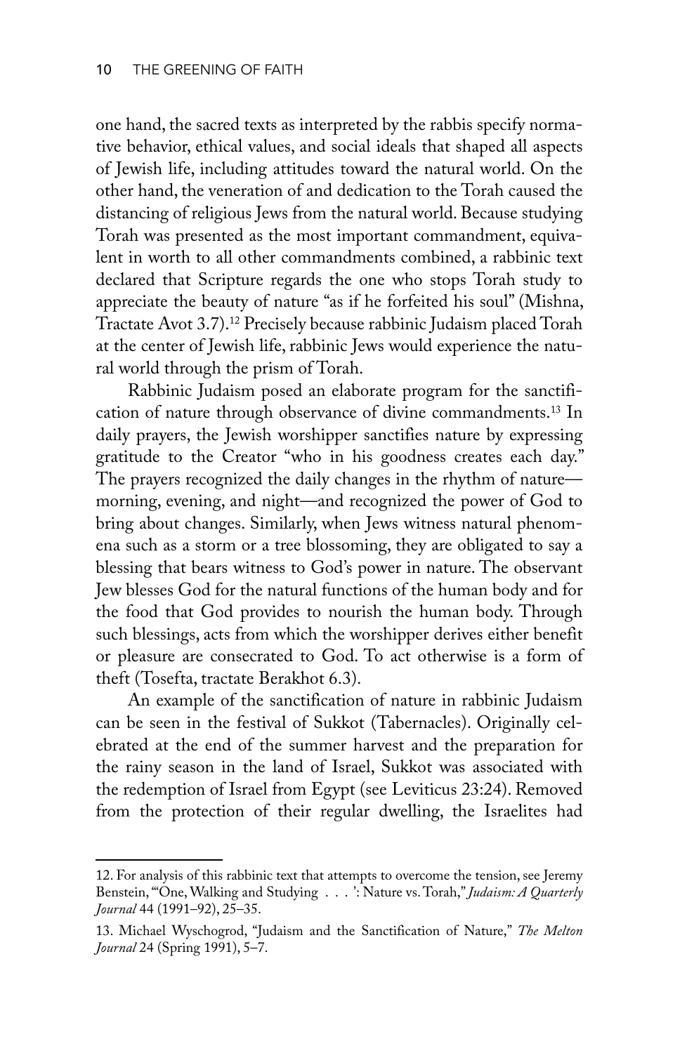one hand, the sacred texts as interpreted by the rabbis specify normative behavior, ethical values, and social ideals that shaped all aspects of Jewish life, including attitudes toward the natural world. On the other hand, the veneration of and dedication to the Torah caused the distancing of religious Jews from the natural world. Because studying Torah was presented as the most important commandment, equivalent in worth to all other commandments combined, a rabbinic text declared that Scripture regards the one who stops Torah study to appreciate the beauty of nature "as if he forfeited his soul" (Mishna, Tractate Avot 3.7).[12] Precisely because rabbinic Judaism placed Torah at the center of Jewish life, rabbinic Jews would experience the natural world through the prism of Torah.

Rabbinic Judaism posed an elaborate program for the sanctification of nature through observance of divine commandments.[13] In daily prayers, the Jewish worshipper sanctifies nature by expressing gratitude to the Creator "who in his goodness creates each day." The prayers recognized the daily changes in the rhythm of nature—morning, evening, and night—and recognized the power of God to bring about changes. Similarly, when Jews witness natural phenomena such as a storm or a tree blossoming, they are obligated to say a blessing that bears witness to God's power in nature. The observant Jew blesses God for the natural functions of the human body and for the food that God provides to nourish the human body. Through such blessings, acts from which the worshipper derives either benefit or pleasure are consecrated to God. To act otherwise is a form of theft (Tosefta, tractate Berakhot 6.3).

An example of the sanctification of nature in rabbinic Judaism can be seen in the festival of Sukkot (Tabernacles). Originally celebrated at the end of the summer harvest and the preparation for the rainy season in the land of Israel, Sukkot was associated with the redemption of Israel from Egypt (see Leviticus 23:24). Removed from the protection of their regular dwelling, the Israelites had

---

12. For analysis of this rabbinic text that attempts to overcome the tension, see Jeremy Benstein, "'One, Walking and Studying . . . ': Nature vs. Torah," *Judaism: A Quarterly Journal* 44 (1991–92), 25–35.

13. Michael Wyschogrod, "Judaism and the Sanctification of Nature," *The Melton Journal* 24 (Spring 1991), 5–7.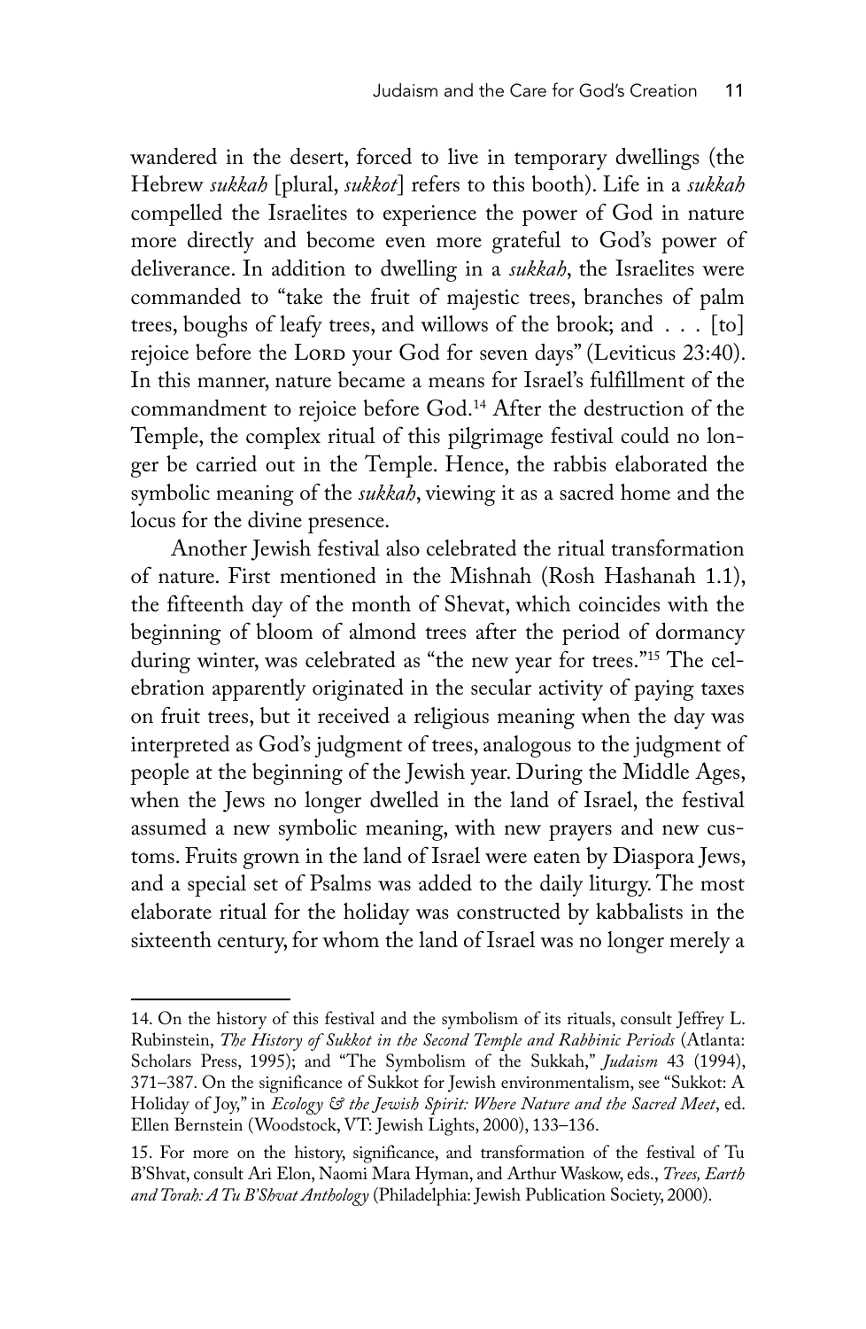wandered in the desert, forced to live in temporary dwellings (the Hebrew *sukkah* [plural, *sukkot*] refers to this booth). Life in a *sukkah* compelled the Israelites to experience the power of God in nature more directly and become even more grateful to God's power of deliverance. In addition to dwelling in a *sukkah*, the Israelites were commanded to "take the fruit of majestic trees, branches of palm trees, boughs of leafy trees, and willows of the brook; and . . . [to] rejoice before the Lord your God for seven days" (Leviticus 23:40). In this manner, nature became a means for Israel's fulfillment of the commandment to rejoice before God.[14] After the destruction of the Temple, the complex ritual of this pilgrimage festival could no longer be carried out in the Temple. Hence, the rabbis elaborated the symbolic meaning of the *sukkah*, viewing it as a sacred home and the locus for the divine presence.

Another Jewish festival also celebrated the ritual transformation of nature. First mentioned in the Mishnah (Rosh Hashanah 1.1), the fifteenth day of the month of Shevat, which coincides with the beginning of bloom of almond trees after the period of dormancy during winter, was celebrated as "the new year for trees."[15] The celebration apparently originated in the secular activity of paying taxes on fruit trees, but it received a religious meaning when the day was interpreted as God's judgment of trees, analogous to the judgment of people at the beginning of the Jewish year. During the Middle Ages, when the Jews no longer dwelled in the land of Israel, the festival assumed a new symbolic meaning, with new prayers and new customs. Fruits grown in the land of Israel were eaten by Diaspora Jews, and a special set of Psalms was added to the daily liturgy. The most elaborate ritual for the holiday was constructed by kabbalists in the sixteenth century, for whom the land of Israel was no longer merely a

---

14. On the history of this festival and the symbolism of its rituals, consult Jeffrey L. Rubinstein, *The History of Sukkot in the Second Temple and Rabbinic Periods* (Atlanta: Scholars Press, 1995); and "The Symbolism of the Sukkah," *Judaism* 43 (1994), 371–387. On the significance of Sukkot for Jewish environmentalism, see "Sukkot: A Holiday of Joy," in *Ecology & the Jewish Spirit: Where Nature and the Sacred Meet*, ed. Ellen Bernstein (Woodstock, VT: Jewish Lights, 2000), 133–136.

15. For more on the history, significance, and transformation of the festival of Tu B'Shvat, consult Ari Elon, Naomi Mara Hyman, and Arthur Waskow, eds., *Trees, Earth and Torah: A Tu B'Shvat Anthology* (Philadelphia: Jewish Publication Society, 2000).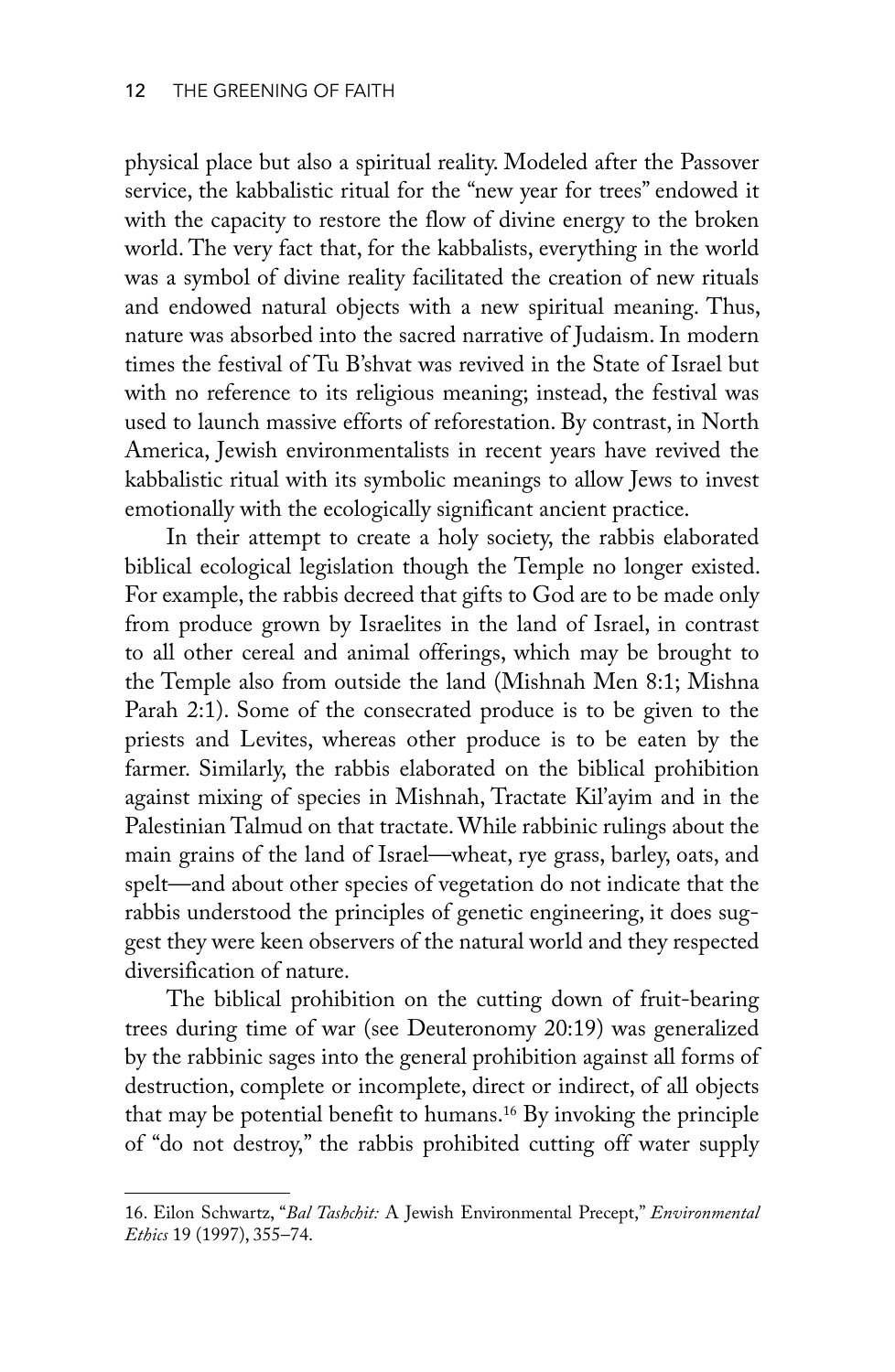physical place but also a spiritual reality. Modeled after the Passover service, the kabbalistic ritual for the "new year for trees" endowed it with the capacity to restore the flow of divine energy to the broken world. The very fact that, for the kabbalists, everything in the world was a symbol of divine reality facilitated the creation of new rituals and endowed natural objects with a new spiritual meaning. Thus, nature was absorbed into the sacred narrative of Judaism. In modern times the festival of Tu B'shvat was revived in the State of Israel but with no reference to its religious meaning; instead, the festival was used to launch massive efforts of reforestation. By contrast, in North America, Jewish environmentalists in recent years have revived the kabbalistic ritual with its symbolic meanings to allow Jews to invest emotionally with the ecologically significant ancient practice.

In their attempt to create a holy society, the rabbis elaborated biblical ecological legislation though the Temple no longer existed. For example, the rabbis decreed that gifts to God are to be made only from produce grown by Israelites in the land of Israel, in contrast to all other cereal and animal offerings, which may be brought to the Temple also from outside the land (Mishnah Men 8:1; Mishna Parah 2:1). Some of the consecrated produce is to be given to the priests and Levites, whereas other produce is to be eaten by the farmer. Similarly, the rabbis elaborated on the biblical prohibition against mixing of species in Mishnah, Tractate Kil'ayim and in the Palestinian Talmud on that tractate. While rabbinic rulings about the main grains of the land of Israel—wheat, rye grass, barley, oats, and spelt—and about other species of vegetation do not indicate that the rabbis understood the principles of genetic engineering, it does suggest they were keen observers of the natural world and they respected diversification of nature.

The biblical prohibition on the cutting down of fruit-bearing trees during time of war (see Deuteronomy 20:19) was generalized by the rabbinic sages into the general prohibition against all forms of destruction, complete or incomplete, direct or indirect, of all objects that may be potential benefit to humans.[16] By invoking the principle of "do not destroy," the rabbis prohibited cutting off water supply

16. Eilon Schwartz, "*Bal Tashchit:* A Jewish Environmental Precept," *Environmental Ethics* 19 (1997), 355–74.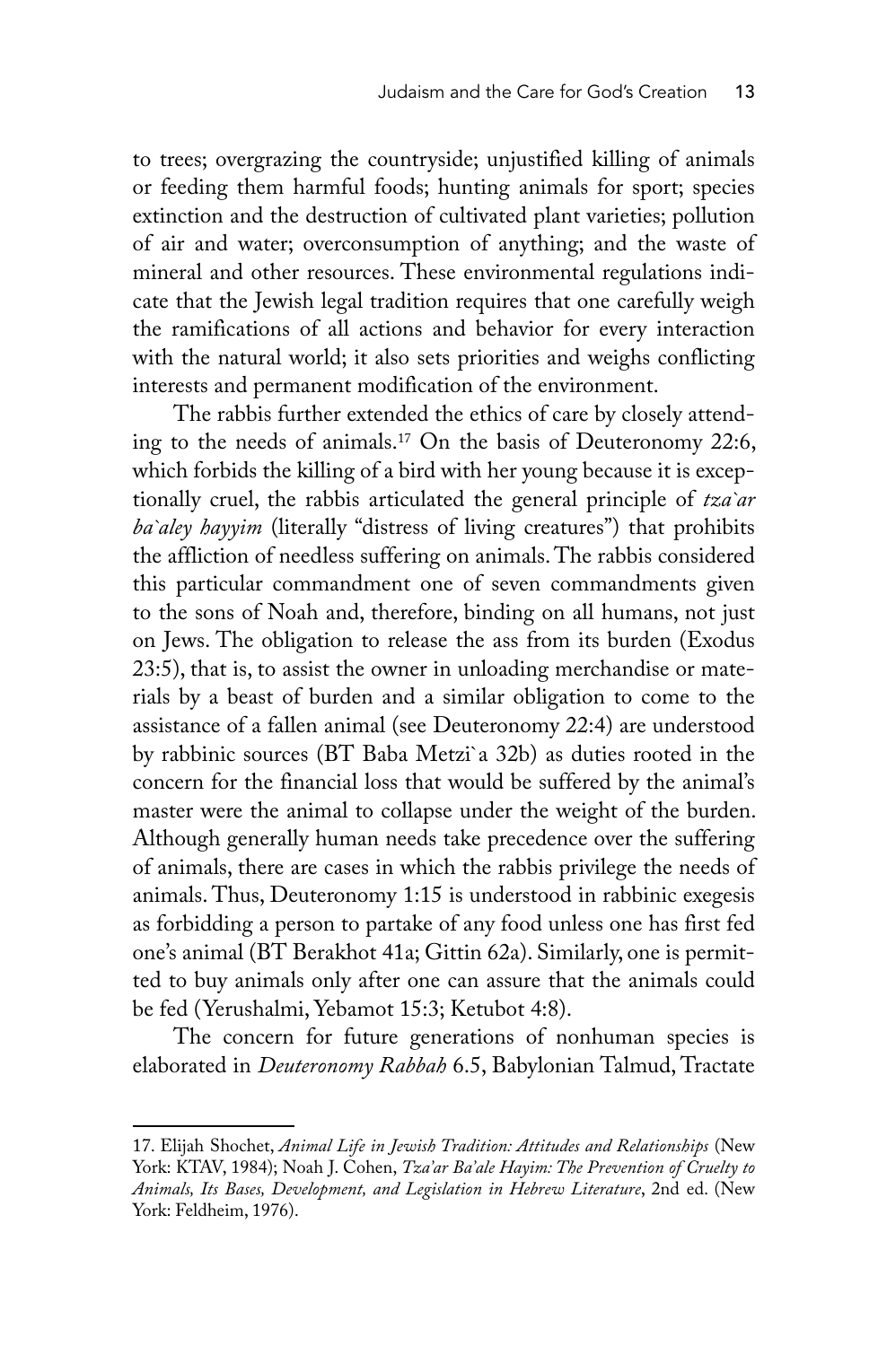to trees; overgrazing the countryside; unjustified killing of animals or feeding them harmful foods; hunting animals for sport; species extinction and the destruction of cultivated plant varieties; pollution of air and water; overconsumption of anything; and the waste of mineral and other resources. These environmental regulations indicate that the Jewish legal tradition requires that one carefully weigh the ramifications of all actions and behavior for every interaction with the natural world; it also sets priorities and weighs conflicting interests and permanent modification of the environment.

The rabbis further extended the ethics of care by closely attending to the needs of animals.[17] On the basis of Deuteronomy 22:6, which forbids the killing of a bird with her young because it is exceptionally cruel, the rabbis articulated the general principle of *tza`ar ba`aley hayyim* (literally "distress of living creatures") that prohibits the affliction of needless suffering on animals. The rabbis considered this particular commandment one of seven commandments given to the sons of Noah and, therefore, binding on all humans, not just on Jews. The obligation to release the ass from its burden (Exodus 23:5), that is, to assist the owner in unloading merchandise or materials by a beast of burden and a similar obligation to come to the assistance of a fallen animal (see Deuteronomy 22:4) are understood by rabbinic sources (BT Baba Metzi`a 32b) as duties rooted in the concern for the financial loss that would be suffered by the animal's master were the animal to collapse under the weight of the burden. Although generally human needs take precedence over the suffering of animals, there are cases in which the rabbis privilege the needs of animals. Thus, Deuteronomy 1:15 is understood in rabbinic exegesis as forbidding a person to partake of any food unless one has first fed one's animal (BT Berakhot 41a; Gittin 62a). Similarly, one is permitted to buy animals only after one can assure that the animals could be fed (Yerushalmi, Yebamot 15:3; Ketubot 4:8).

The concern for future generations of nonhuman species is elaborated in *Deuteronomy Rabbah* 6.5, Babylonian Talmud, Tractate

---

17. Elijah Shochet, *Animal Life in Jewish Tradition: Attitudes and Relationships* (New York: KTAV, 1984); Noah J. Cohen, *Tza'ar Ba'ale Hayim: The Prevention of Cruelty to Animals, Its Bases, Development, and Legislation in Hebrew Literature*, 2nd ed. (New York: Feldheim, 1976).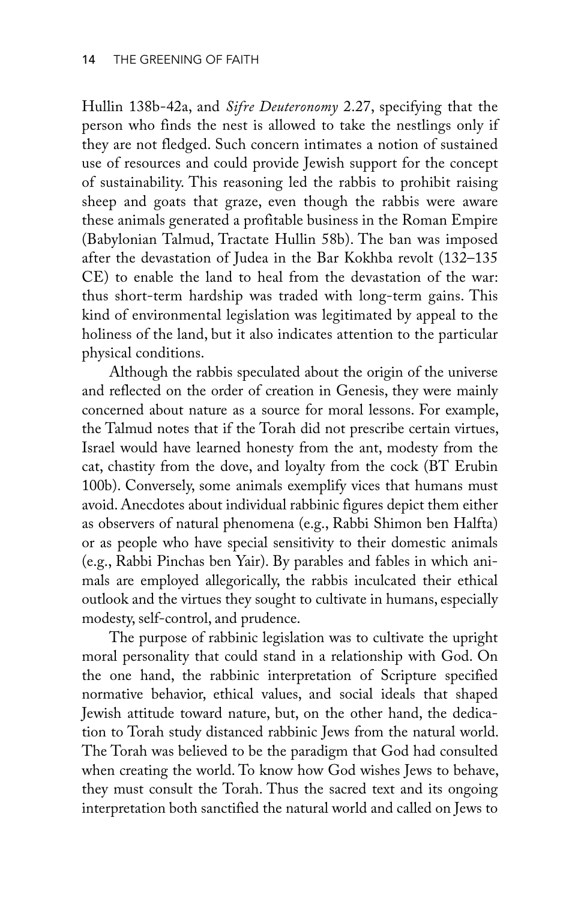Hullin 138b-42a, and *Sifre Deuteronomy* 2.27, specifying that the person who finds the nest is allowed to take the nestlings only if they are not fledged. Such concern intimates a notion of sustained use of resources and could provide Jewish support for the concept of sustainability. This reasoning led the rabbis to prohibit raising sheep and goats that graze, even though the rabbis were aware these animals generated a profitable business in the Roman Empire (Babylonian Talmud, Tractate Hullin 58b). The ban was imposed after the devastation of Judea in the Bar Kokhba revolt (132–135 CE) to enable the land to heal from the devastation of the war: thus short-term hardship was traded with long-term gains. This kind of environmental legislation was legitimated by appeal to the holiness of the land, but it also indicates attention to the particular physical conditions.

Although the rabbis speculated about the origin of the universe and reflected on the order of creation in Genesis, they were mainly concerned about nature as a source for moral lessons. For example, the Talmud notes that if the Torah did not prescribe certain virtues, Israel would have learned honesty from the ant, modesty from the cat, chastity from the dove, and loyalty from the cock (BT Erubin 100b). Conversely, some animals exemplify vices that humans must avoid. Anecdotes about individual rabbinic figures depict them either as observers of natural phenomena (e.g., Rabbi Shimon ben Halfta) or as people who have special sensitivity to their domestic animals (e.g., Rabbi Pinchas ben Yair). By parables and fables in which animals are employed allegorically, the rabbis inculcated their ethical outlook and the virtues they sought to cultivate in humans, especially modesty, self-control, and prudence.

The purpose of rabbinic legislation was to cultivate the upright moral personality that could stand in a relationship with God. On the one hand, the rabbinic interpretation of Scripture specified normative behavior, ethical values, and social ideals that shaped Jewish attitude toward nature, but, on the other hand, the dedication to Torah study distanced rabbinic Jews from the natural world. The Torah was believed to be the paradigm that God had consulted when creating the world. To know how God wishes Jews to behave, they must consult the Torah. Thus the sacred text and its ongoing interpretation both sanctified the natural world and called on Jews to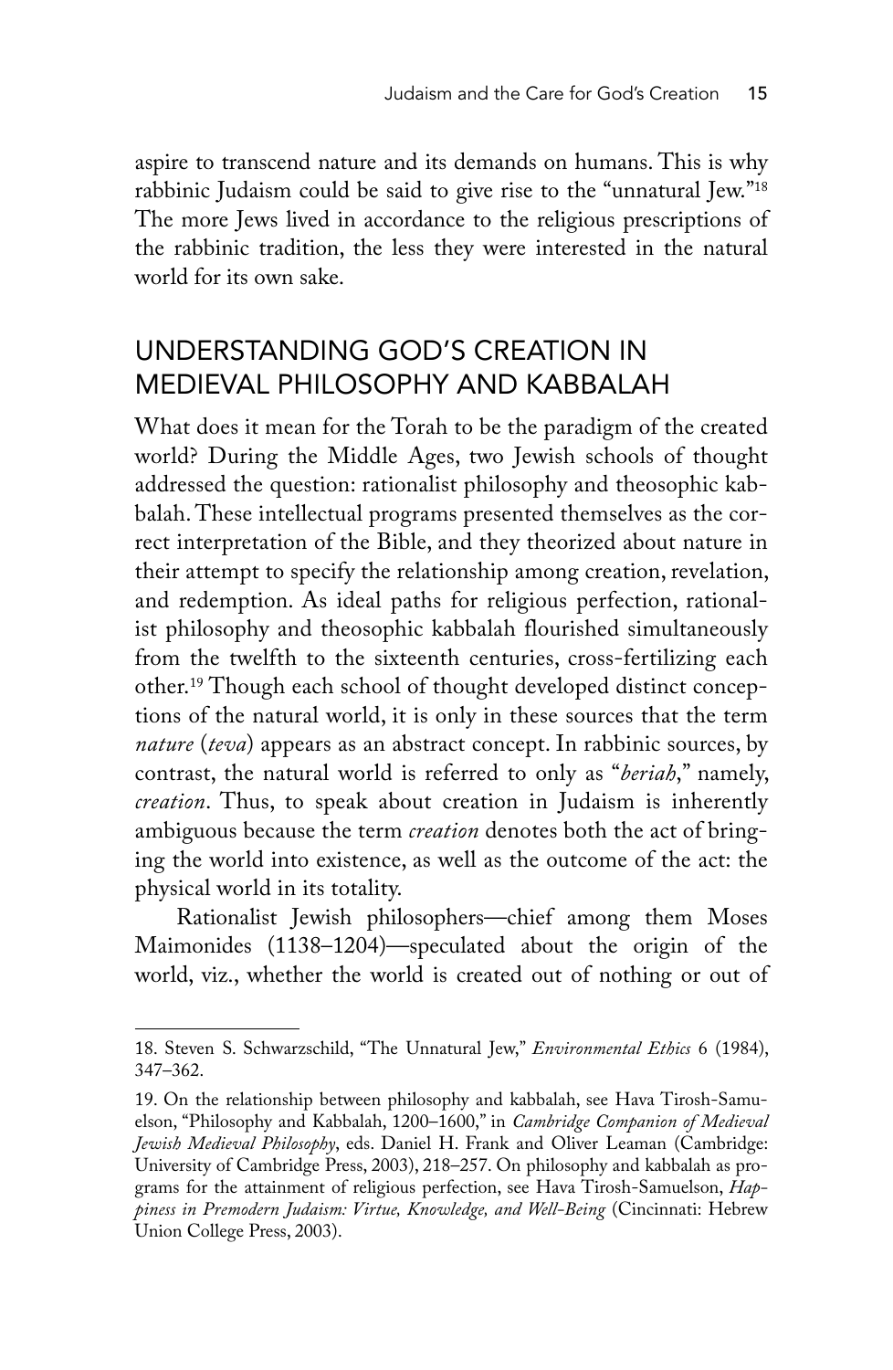aspire to transcend nature and its demands on humans. This is why rabbinic Judaism could be said to give rise to the "unnatural Jew."[18] The more Jews lived in accordance to the religious prescriptions of the rabbinic tradition, the less they were interested in the natural world for its own sake.

## UNDERSTANDING GOD'S CREATION IN MEDIEVAL PHILOSOPHY AND KABBALAH

What does it mean for the Torah to be the paradigm of the created world? During the Middle Ages, two Jewish schools of thought addressed the question: rationalist philosophy and theosophic kabbalah. These intellectual programs presented themselves as the correct interpretation of the Bible, and they theorized about nature in their attempt to specify the relationship among creation, revelation, and redemption. As ideal paths for religious perfection, rationalist philosophy and theosophic kabbalah flourished simultaneously from the twelfth to the sixteenth centuries, cross-fertilizing each other.[19] Though each school of thought developed distinct conceptions of the natural world, it is only in these sources that the term *nature* (*teva*) appears as an abstract concept. In rabbinic sources, by contrast, the natural world is referred to only as "*beriah*," namely, *creation*. Thus, to speak about creation in Judaism is inherently ambiguous because the term *creation* denotes both the act of bringing the world into existence, as well as the outcome of the act: the physical world in its totality.

Rationalist Jewish philosophers—chief among them Moses Maimonides (1138–1204)—speculated about the origin of the world, viz., whether the world is created out of nothing or out of

---

18. Steven S. Schwarzschild, "The Unnatural Jew," *Environmental Ethics* 6 (1984), 347–362.

19. On the relationship between philosophy and kabbalah, see Hava Tirosh-Samuelson, "Philosophy and Kabbalah, 1200–1600," in *Cambridge Companion of Medieval Jewish Medieval Philosophy*, eds. Daniel H. Frank and Oliver Leaman (Cambridge: University of Cambridge Press, 2003), 218–257. On philosophy and kabbalah as programs for the attainment of religious perfection, see Hava Tirosh-Samuelson, *Happiness in Premodern Judaism: Virtue, Knowledge, and Well-Being* (Cincinnati: Hebrew Union College Press, 2003).